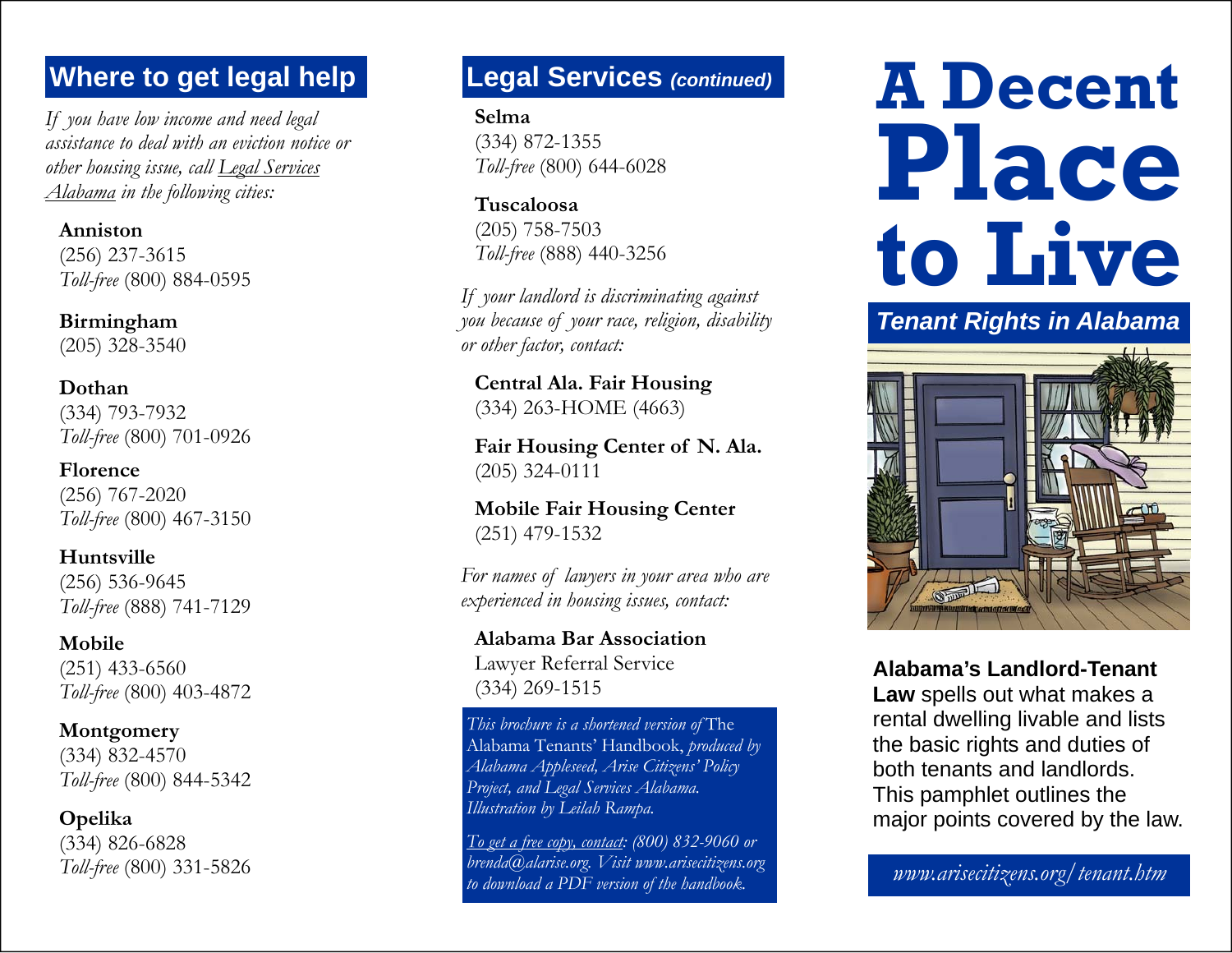## Where to get legal help

*If you have low income and need legal assistance to deal with an eviction notice or other housing issue, call Legal Services Alabama in the following cities:*

**Anniston**
(256) 237-3615
*Toll-free* (800) 884-0595

**Birmingham**
(205) 328-3540

**Dothan**
(334) 793-7932
*Toll-free* (800) 701-0926

**Florence**
(256) 767-2020
*Toll-free* (800) 467-3150

**Huntsville**
(256) 536-9645
*Toll-free* (888) 741-7129

**Mobile**
(251) 433-6560
*Toll-free* (800) 403-4872

**Montgomery**
(334) 832-4570
*Toll-free* (800) 844-5342

**Opelika**
(334) 826-6828
*Toll-free* (800) 331-5826

## Legal Services *(continued)*

**Selma**
(334) 872-1355
*Toll-free* (800) 644-6028

**Tuscaloosa**
(205) 758-7503
*Toll-free* (888) 440-3256

*If your landlord is discriminating against you because of your race, religion, disability or other factor, contact:*

**Central Ala. Fair Housing**
(334) 263-HOME (4663)

**Fair Housing Center of N. Ala.**
(205) 324-0111

**Mobile Fair Housing Center**
(251) 479-1532

*For names of lawyers in your area who are experienced in housing issues, contact:*

**Alabama Bar Association**
Lawyer Referral Service
(334) 269-1515

*This brochure is a shortened version of* The Alabama Tenants' Handbook, *produced by Alabama Appleseed, Arise Citizens' Policy Project, and Legal Services Alabama. Illustration by Leilah Rampa.*

*To get a free copy, contact: (800) 832-9060 or brenda@alarise.org. Visit www.arisecitizens.org to download a PDF version of the handbook.*

# A Decent Place to Live

## *Tenant Rights in Alabama*

**Alabama's Landlord-Tenant Law** spells out what makes a rental dwelling livable and lists the basic rights and duties of both tenants and landlords. This pamphlet outlines the major points covered by the law.

*www.arisecitizens.org/tenant.htm*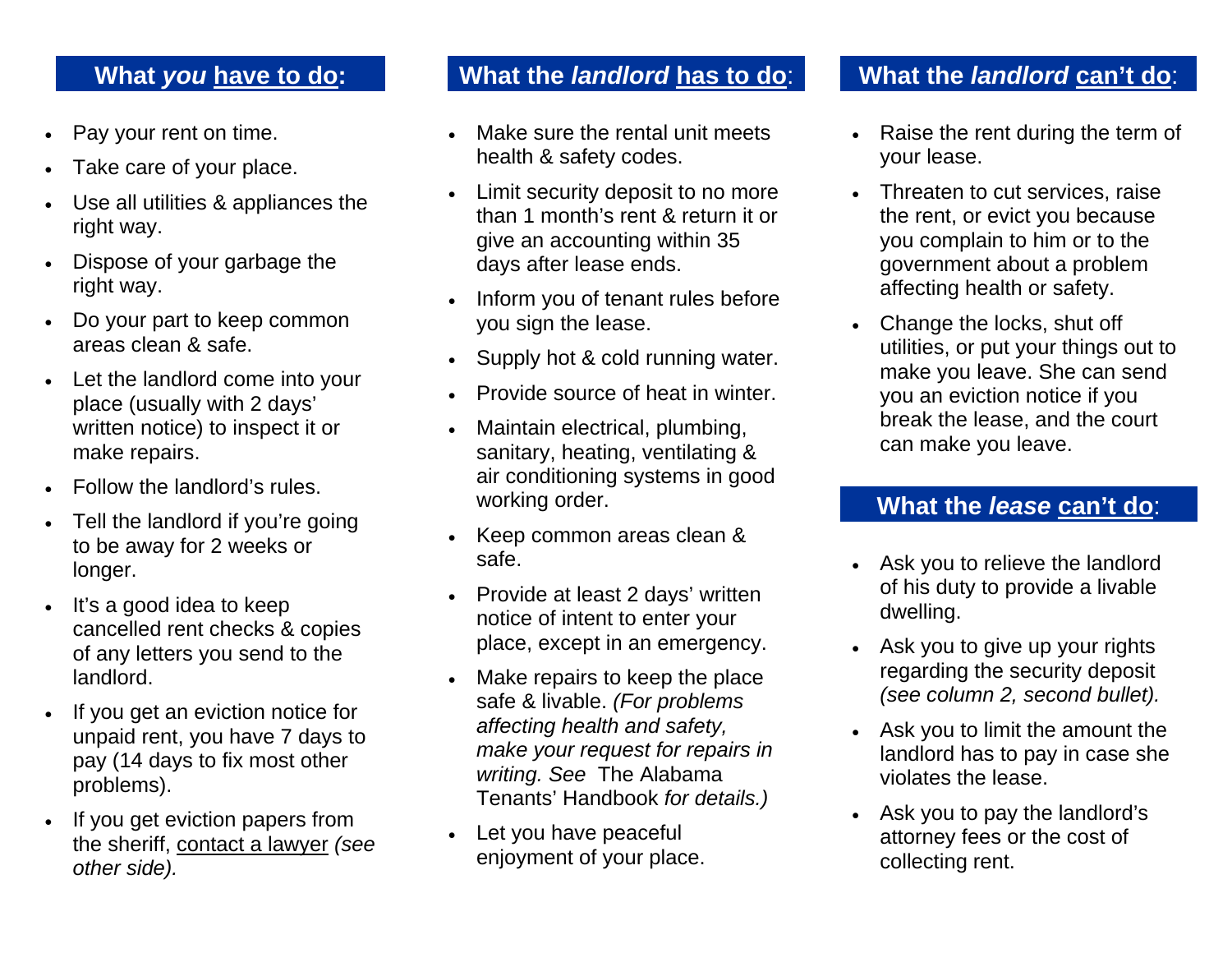## What *you* have to do:

- Pay your rent on time.
- Take care of your place.
- Use all utilities & appliances the right way.
- Dispose of your garbage the right way.
- Do your part to keep common areas clean & safe.
- Let the landlord come into your place (usually with 2 days' written notice) to inspect it or make repairs.
- Follow the landlord's rules.
- Tell the landlord if you're going to be away for 2 weeks or longer.
- It's a good idea to keep cancelled rent checks & copies of any letters you send to the landlord.
- If you get an eviction notice for unpaid rent, you have 7 days to pay (14 days to fix most other problems).
- If you get eviction papers from the sheriff, contact a lawyer *(see other side).*

## What the *landlord* has to do:

- Make sure the rental unit meets health & safety codes.
- Limit security deposit to no more than 1 month's rent & return it or give an accounting within 35 days after lease ends.
- Inform you of tenant rules before you sign the lease.
- Supply hot & cold running water.
- Provide source of heat in winter.
- Maintain electrical, plumbing, sanitary, heating, ventilating & air conditioning systems in good working order.
- Keep common areas clean & safe.
- Provide at least 2 days' written notice of intent to enter your place, except in an emergency.
- Make repairs to keep the place safe & livable. *(For problems affecting health and safety, make your request for repairs in writing. See* The Alabama Tenants' Handbook *for details.)*
- Let you have peaceful enjoyment of your place.

## What the *landlord* can't do:

- Raise the rent during the term of your lease.
- Threaten to cut services, raise the rent, or evict you because you complain to him or to the government about a problem affecting health or safety.
- Change the locks, shut off utilities, or put your things out to make you leave. She can send you an eviction notice if you break the lease, and the court can make you leave.

## What the *lease* can't do:

- Ask you to relieve the landlord of his duty to provide a livable dwelling.
- Ask you to give up your rights regarding the security deposit *(see column 2, second bullet).*
- Ask you to limit the amount the landlord has to pay in case she violates the lease.
- Ask you to pay the landlord's attorney fees or the cost of collecting rent.